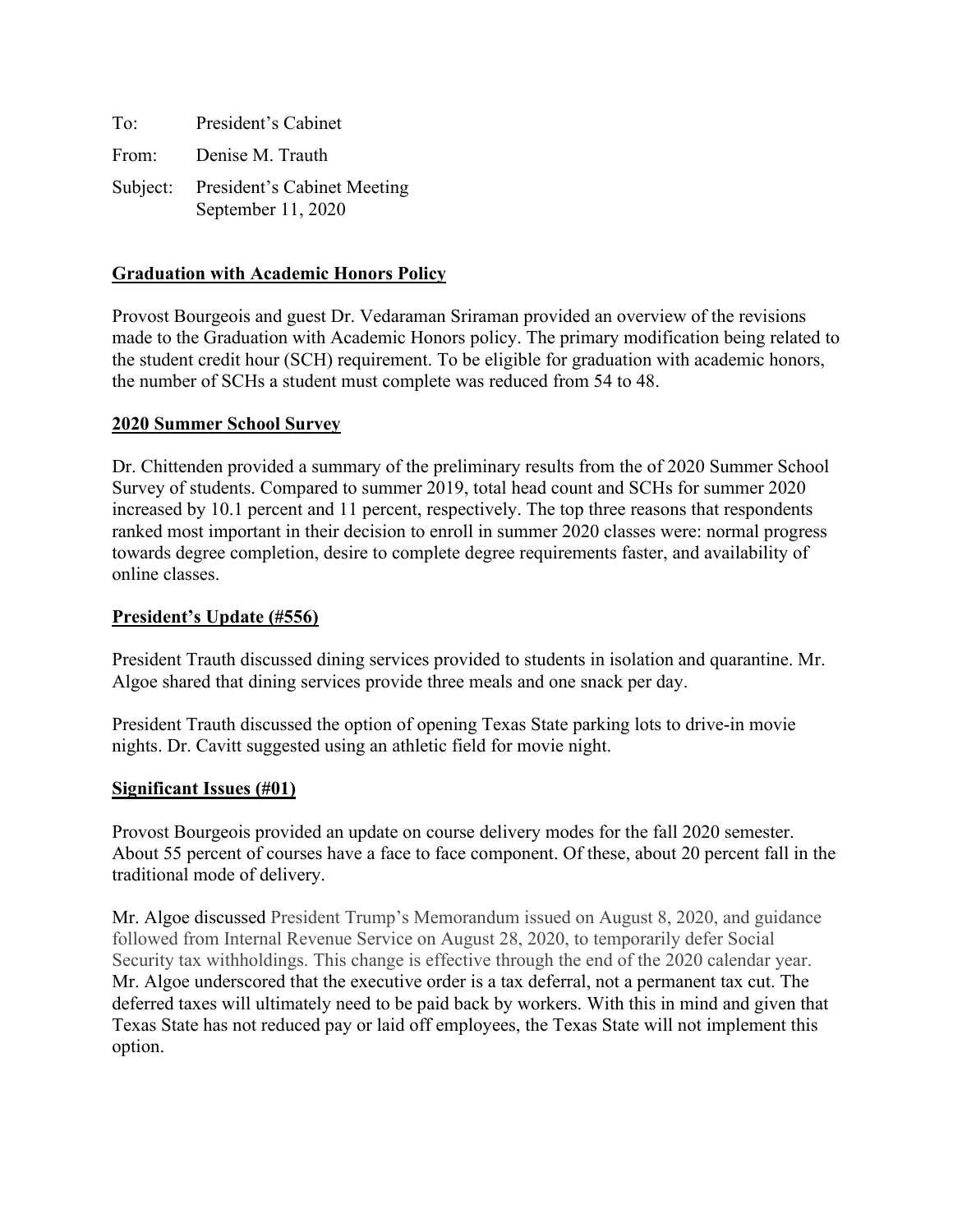To: President's Cabinet

From: Denise M. Trauth

Subject: President's Cabinet Meeting
September 11, 2020

**Graduation with Academic Honors Policy**

Provost Bourgeois and guest Dr. Vedaraman Sriraman provided an overview of the revisions made to the Graduation with Academic Honors policy. The primary modification being related to the student credit hour (SCH) requirement. To be eligible for graduation with academic honors, the number of SCHs a student must complete was reduced from 54 to 48.

**2020 Summer School Survey**

Dr. Chittenden provided a summary of the preliminary results from the of 2020 Summer School Survey of students. Compared to summer 2019, total head count and SCHs for summer 2020 increased by 10.1 percent and 11 percent, respectively. The top three reasons that respondents ranked most important in their decision to enroll in summer 2020 classes were: normal progress towards degree completion, desire to complete degree requirements faster, and availability of online classes.

**President's Update (#556)**

President Trauth discussed dining services provided to students in isolation and quarantine. Mr. Algoe shared that dining services provide three meals and one snack per day.

President Trauth discussed the option of opening Texas State parking lots to drive-in movie nights. Dr. Cavitt suggested using an athletic field for movie night.

**Significant Issues (#01)**

Provost Bourgeois provided an update on course delivery modes for the fall 2020 semester. About 55 percent of courses have a face to face component. Of these, about 20 percent fall in the traditional mode of delivery.

Mr. Algoe discussed President Trump's Memorandum issued on August 8, 2020, and guidance followed from Internal Revenue Service on August 28, 2020, to temporarily defer Social Security tax withholdings. This change is effective through the end of the 2020 calendar year. Mr. Algoe underscored that the executive order is a tax deferral, not a permanent tax cut. The deferred taxes will ultimately need to be paid back by workers. With this in mind and given that Texas State has not reduced pay or laid off employees, the Texas State will not implement this option.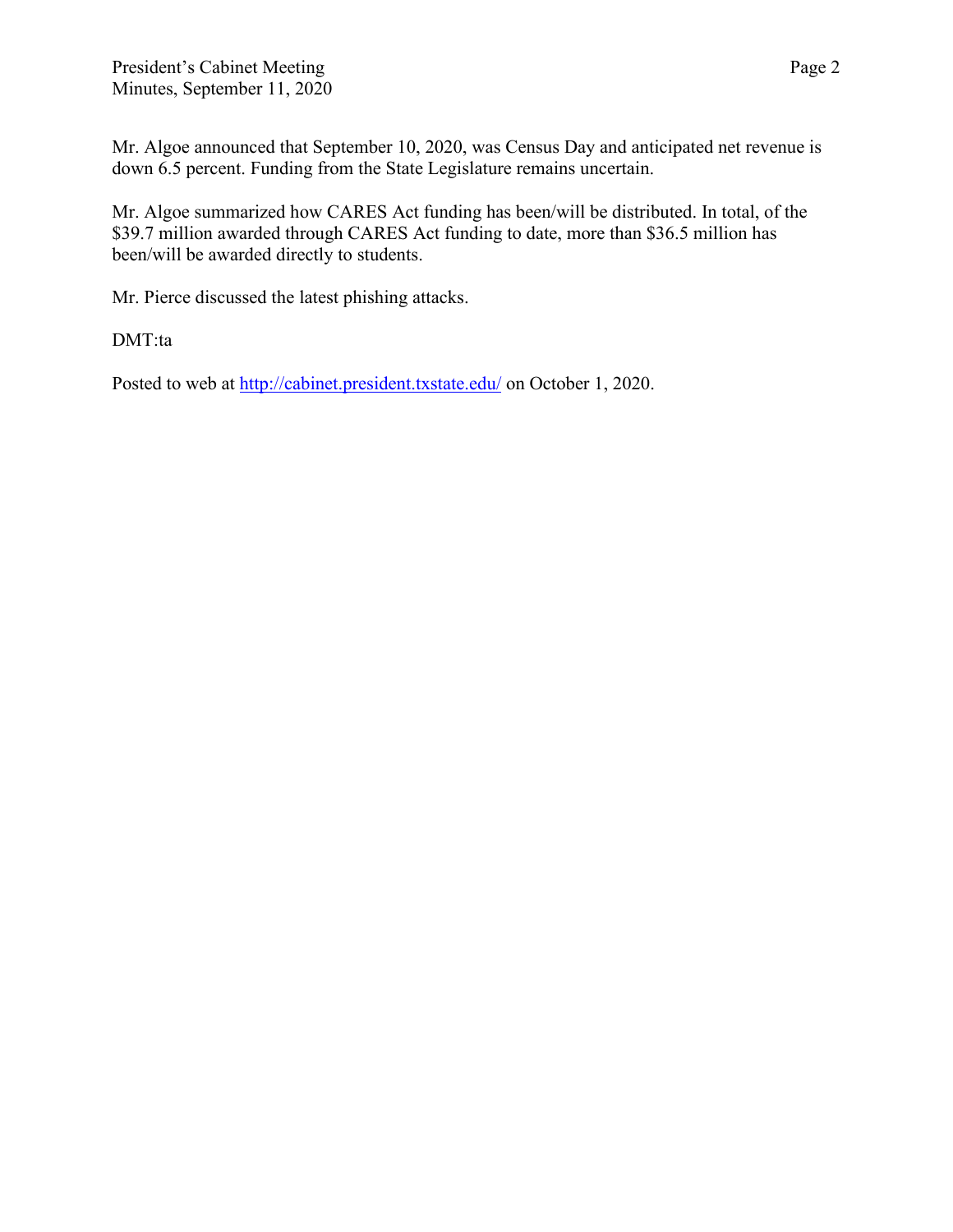Mr. Algoe announced that September 10, 2020, was Census Day and anticipated net revenue is down 6.5 percent. Funding from the State Legislature remains uncertain.

Mr. Algoe summarized how CARES Act funding has been/will be distributed. In total, of the $39.7 million awarded through CARES Act funding to date, more than $36.5 million has been/will be awarded directly to students.

Mr. Pierce discussed the latest phishing attacks.

DMT:ta

Posted to web at [http://cabinet.president.txstate.edu/](http://cabinet.president.txstate.edu/) on October 1, 2020.